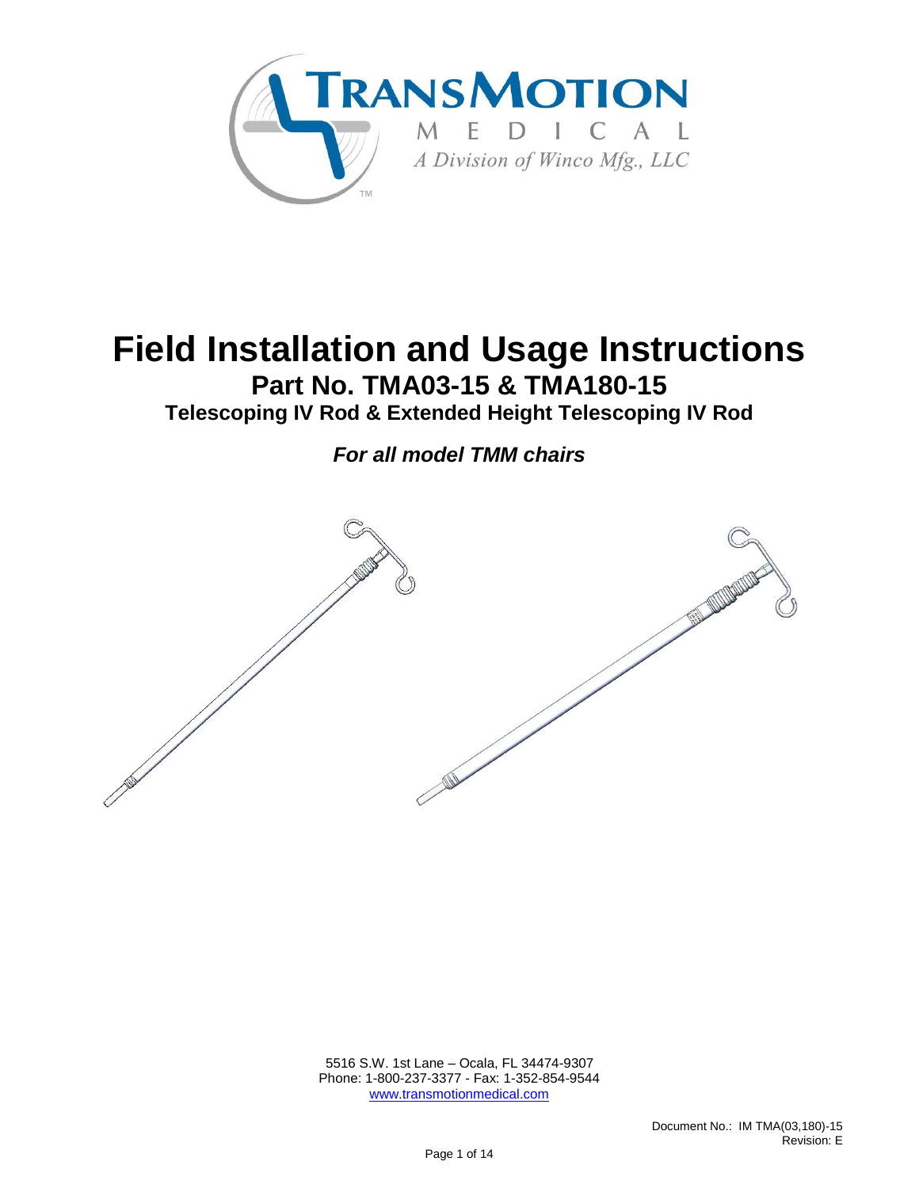TRANSMOTION MEDICAL
A Division of Winco Mfg., LLC

# Field Installation and Usage Instructions

## Part No. TMA03-15 & TMA180-15

### Telescoping IV Rod & Extended Height Telescoping IV Rod

***For all model TMM chairs***

5516 S.W. 1st Lane – Ocala, FL 34474-9307
Phone: 1-800-237-3377 - Fax: 1-352-854-9544
www.transmotionmedical.com

Document No.: IM TMA(03,180)-15
Revision: E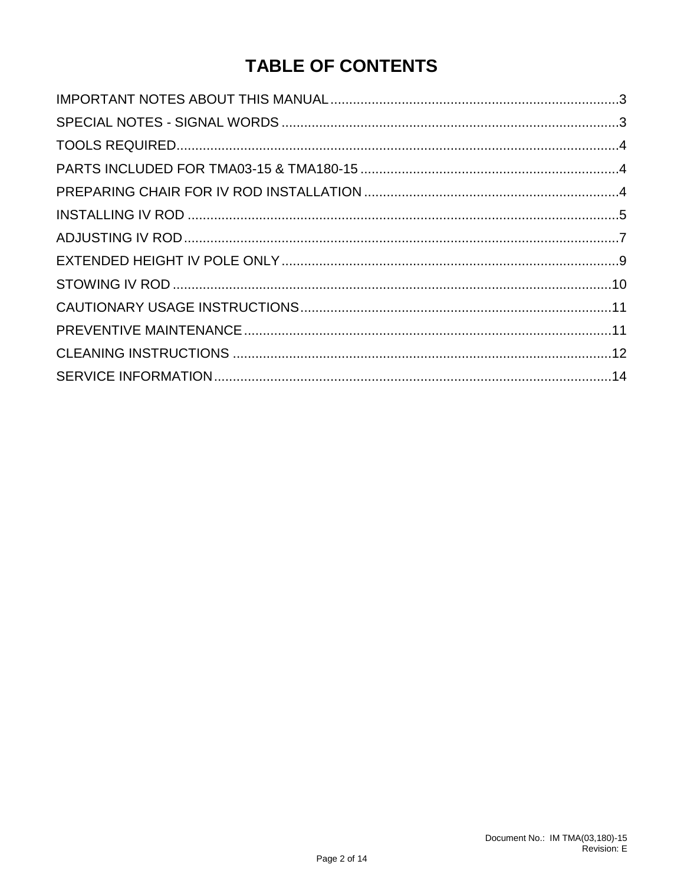# TABLE OF CONTENTS

IMPORTANT NOTES ABOUT THIS MANUAL............................................................................3

SPECIAL NOTES - SIGNAL WORDS ..........................................................................................3

TOOLS REQUIRED.......................................................................................................................4

PARTS INCLUDED FOR TMA03-15 & TMA180-15 .....................................................................4

PREPARING CHAIR FOR IV ROD INSTALLATION ....................................................................4

INSTALLING IV ROD ...................................................................................................................5

ADJUSTING IV ROD....................................................................................................................7

EXTENDED HEIGHT IV POLE ONLY..........................................................................................9

STOWING IV ROD .....................................................................................................................10

CAUTIONARY USAGE INSTRUCTIONS...................................................................................11

PREVENTIVE MAINTENANCE..................................................................................................11

CLEANING INSTRUCTIONS .....................................................................................................12

SERVICE INFORMATION..........................................................................................................14

Document No.: IM TMA(03,180)-15
Revision: E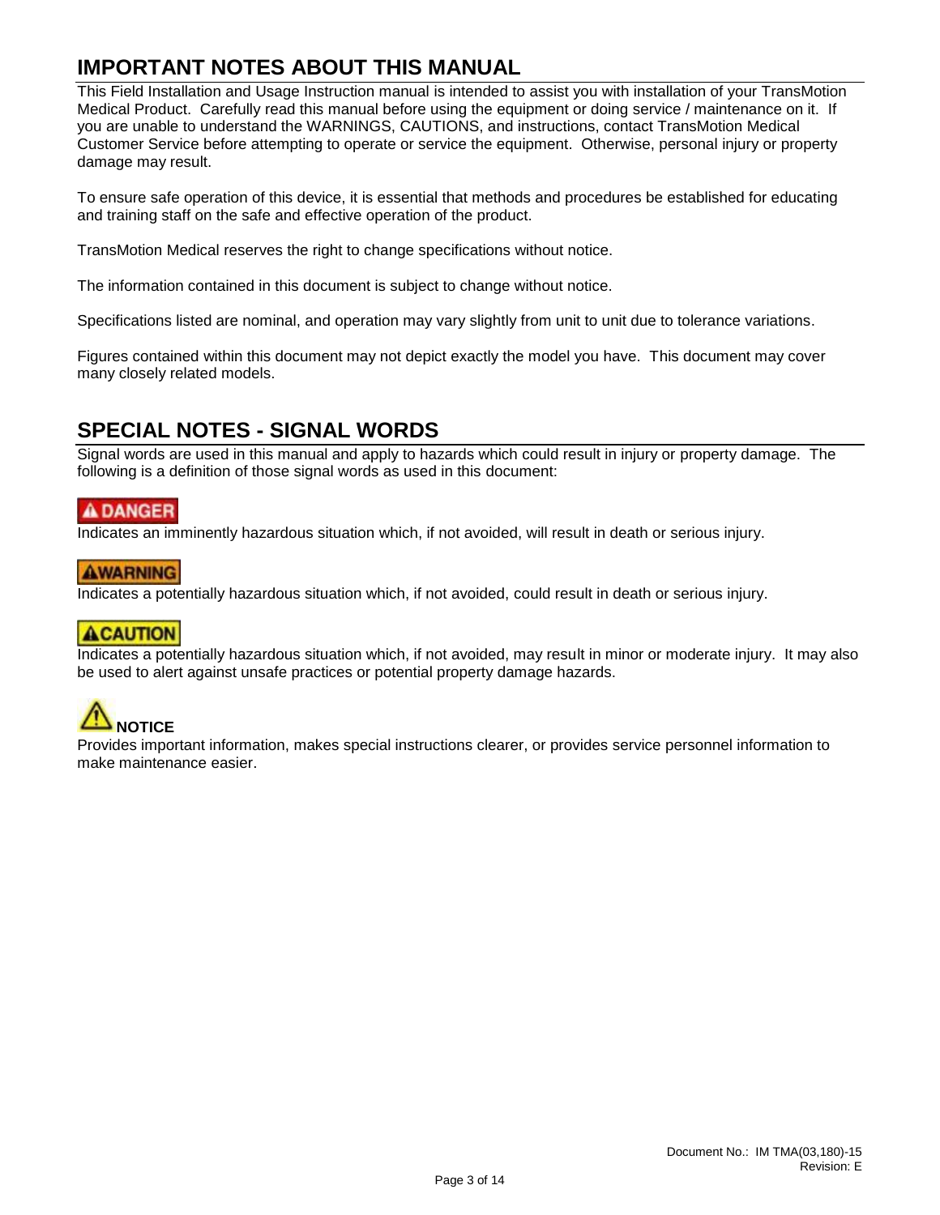## IMPORTANT NOTES ABOUT THIS MANUAL

This Field Installation and Usage Instruction manual is intended to assist you with installation of your TransMotion Medical Product. Carefully read this manual before using the equipment or doing service / maintenance on it. If you are unable to understand the WARNINGS, CAUTIONS, and instructions, contact TransMotion Medical Customer Service before attempting to operate or service the equipment. Otherwise, personal injury or property damage may result.

To ensure safe operation of this device, it is essential that methods and procedures be established for educating and training staff on the safe and effective operation of the product.

TransMotion Medical reserves the right to change specifications without notice.

The information contained in this document is subject to change without notice.

Specifications listed are nominal, and operation may vary slightly from unit to unit due to tolerance variations.

Figures contained within this document may not depict exactly the model you have. This document may cover many closely related models.

## SPECIAL NOTES - SIGNAL WORDS

Signal words are used in this manual and apply to hazards which could result in injury or property damage. The following is a definition of those signal words as used in this document:

**DANGER**

Indicates an imminently hazardous situation which, if not avoided, will result in death or serious injury.

**WARNING**

Indicates a potentially hazardous situation which, if not avoided, could result in death or serious injury.

**CAUTION**

Indicates a potentially hazardous situation which, if not avoided, may result in minor or moderate injury. It may also be used to alert against unsafe practices or potential property damage hazards.

**NOTICE**

Provides important information, makes special instructions clearer, or provides service personnel information to make maintenance easier.

Document No.: IM TMA(03,180)-15
Revision: E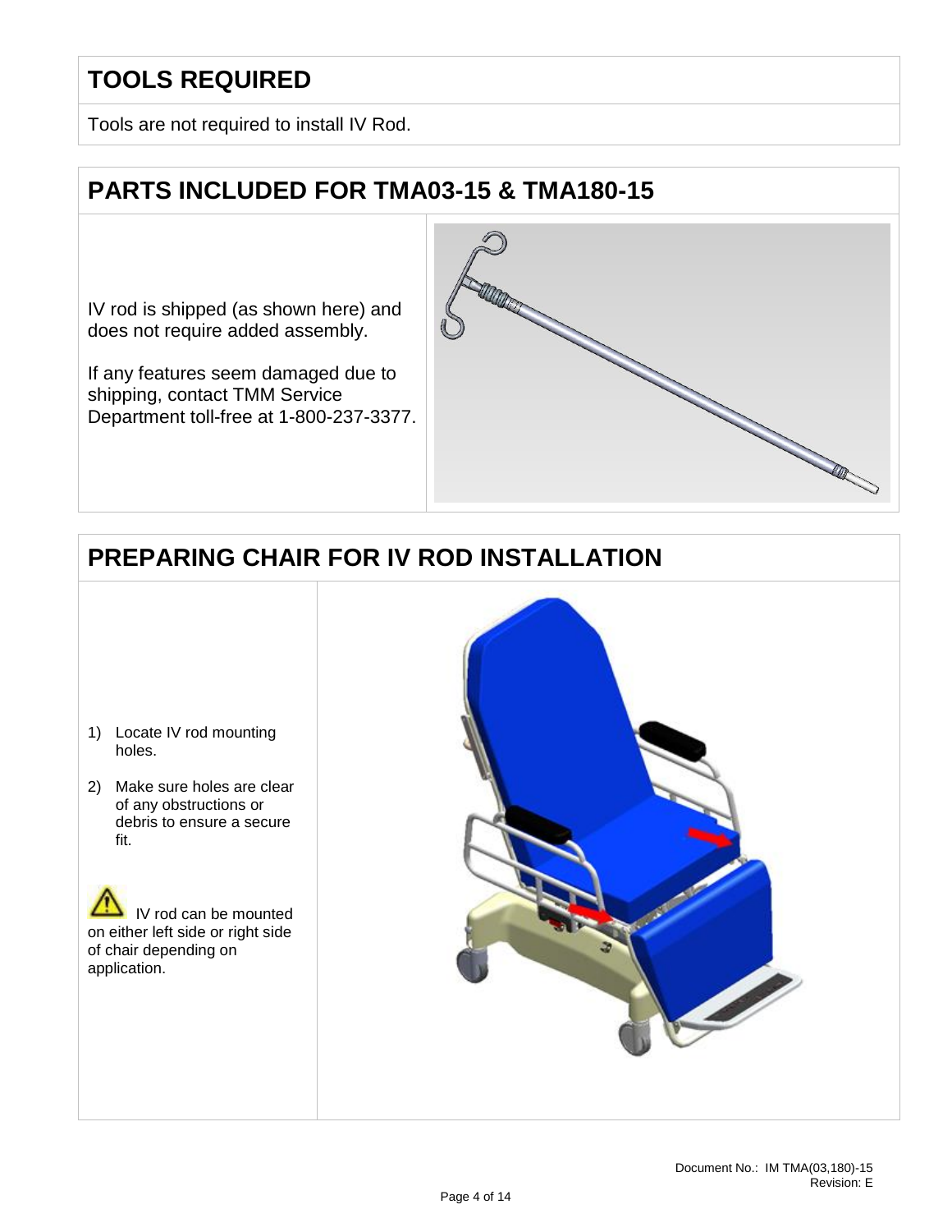## TOOLS REQUIRED

Tools are not required to install IV Rod.

## PARTS INCLUDED FOR TMA03-15 & TMA180-15

IV rod is shipped (as shown here) and does not require added assembly.

If any features seem damaged due to shipping, contact TMM Service Department toll-free at 1-800-237-3377.

## PREPARING CHAIR FOR IV ROD INSTALLATION

1) Locate IV rod mounting holes.
2) Make sure holes are clear of any obstructions or debris to ensure a secure fit.

⚠ IV rod can be mounted on either left side or right side of chair depending on application.

Document No.: IM TMA(03,180)-15
Revision: E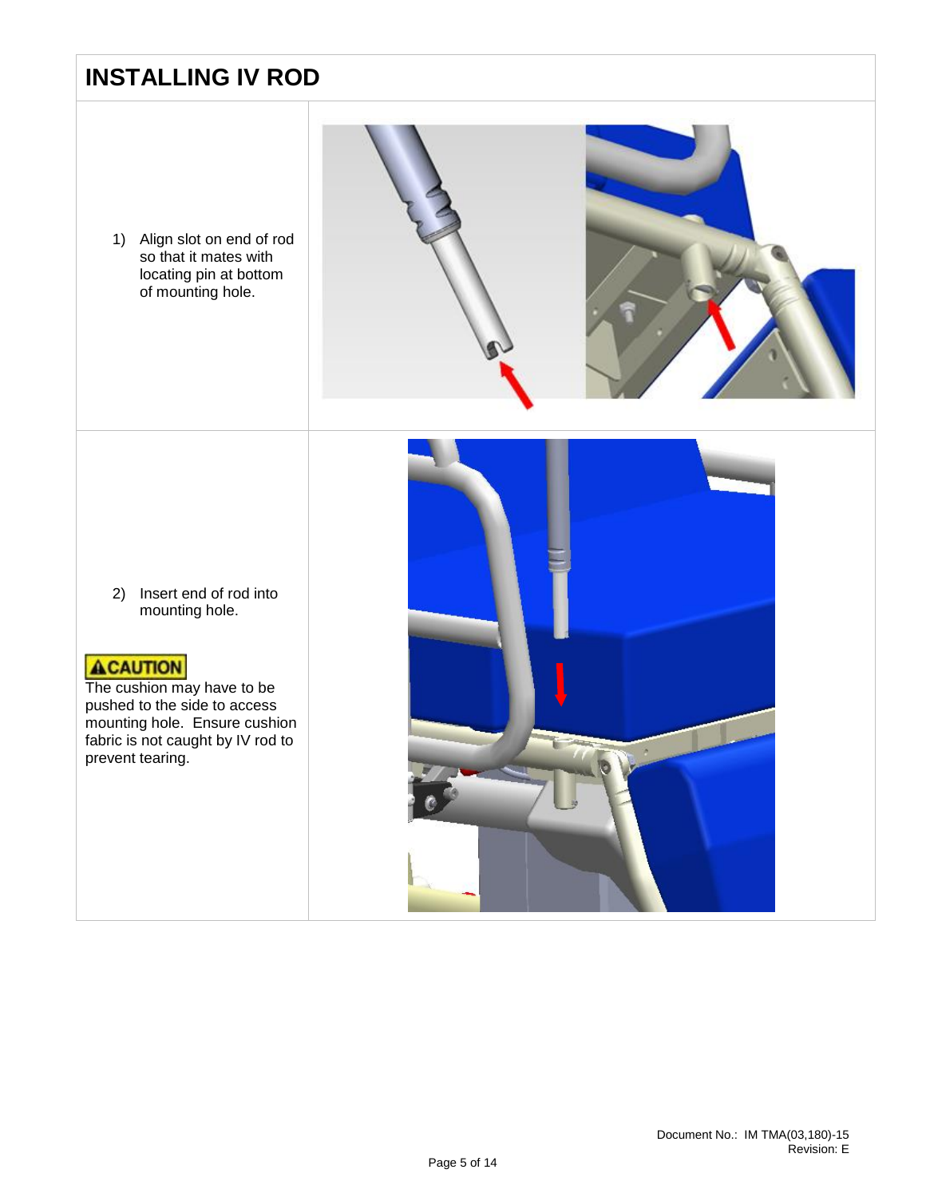# INSTALLING IV ROD

1) Align slot on end of rod so that it mates with locating pin at bottom of mounting hole.

2) Insert end of rod into mounting hole.

**⚠CAUTION**

The cushion may have to be pushed to the side to access mounting hole. Ensure cushion fabric is not caught by IV rod to prevent tearing.

Document No.: IM TMA(03,180)-15
Revision: E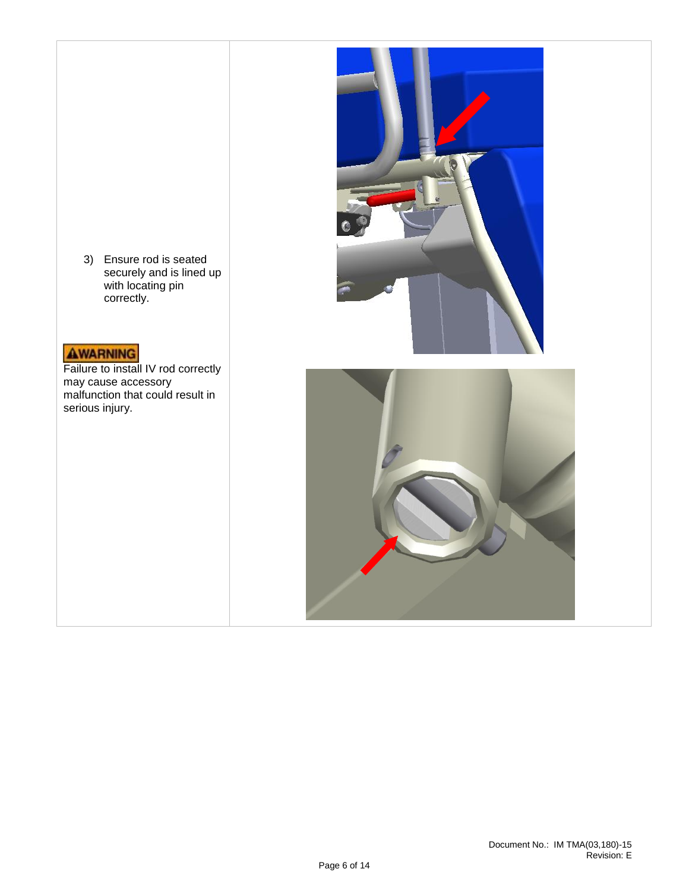3) Ensure rod is seated securely and is lined up with locating pin correctly.

**⚠WARNING**

Failure to install IV rod correctly may cause accessory malfunction that could result in serious injury.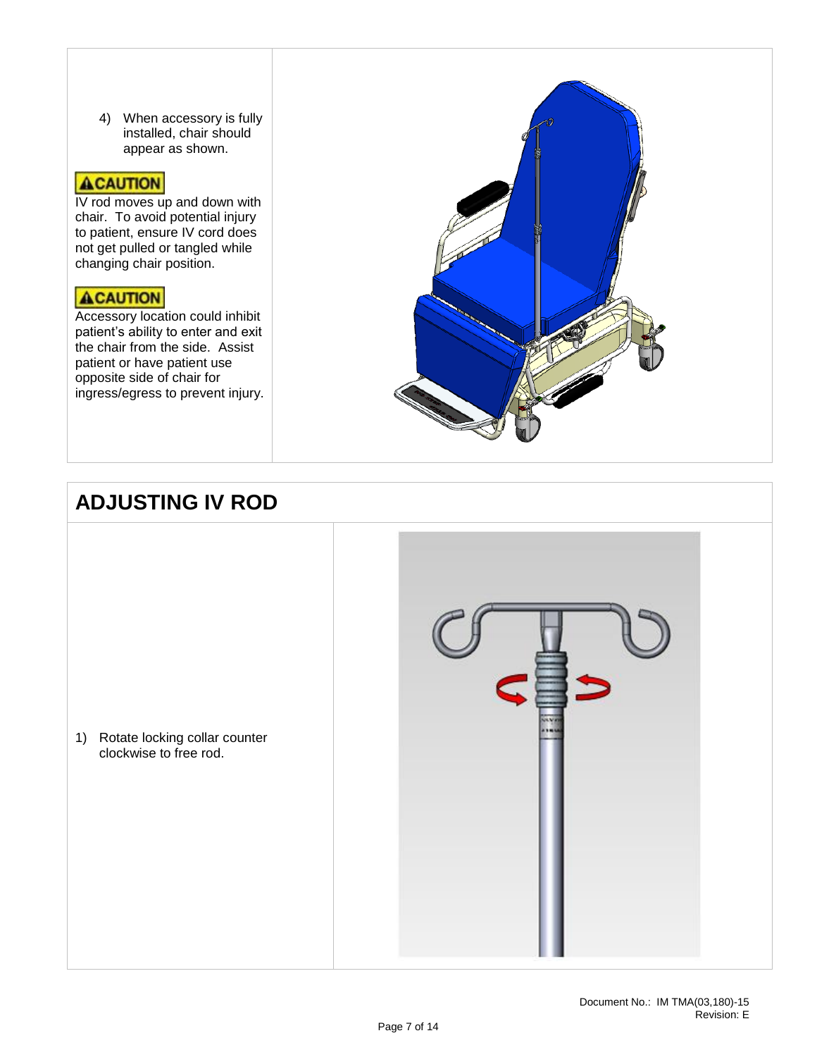4) When accessory is fully installed, chair should appear as shown.

**⚠CAUTION**

IV rod moves up and down with chair. To avoid potential injury to patient, ensure IV cord does not get pulled or tangled while changing chair position.

**⚠CAUTION**

Accessory location could inhibit patient's ability to enter and exit the chair from the side. Assist patient or have patient use opposite side of chair for ingress/egress to prevent injury.

## ADJUSTING IV ROD

1) Rotate locking collar counter clockwise to free rod.

Document No.: IM TMA(03,180)-15
Revision: E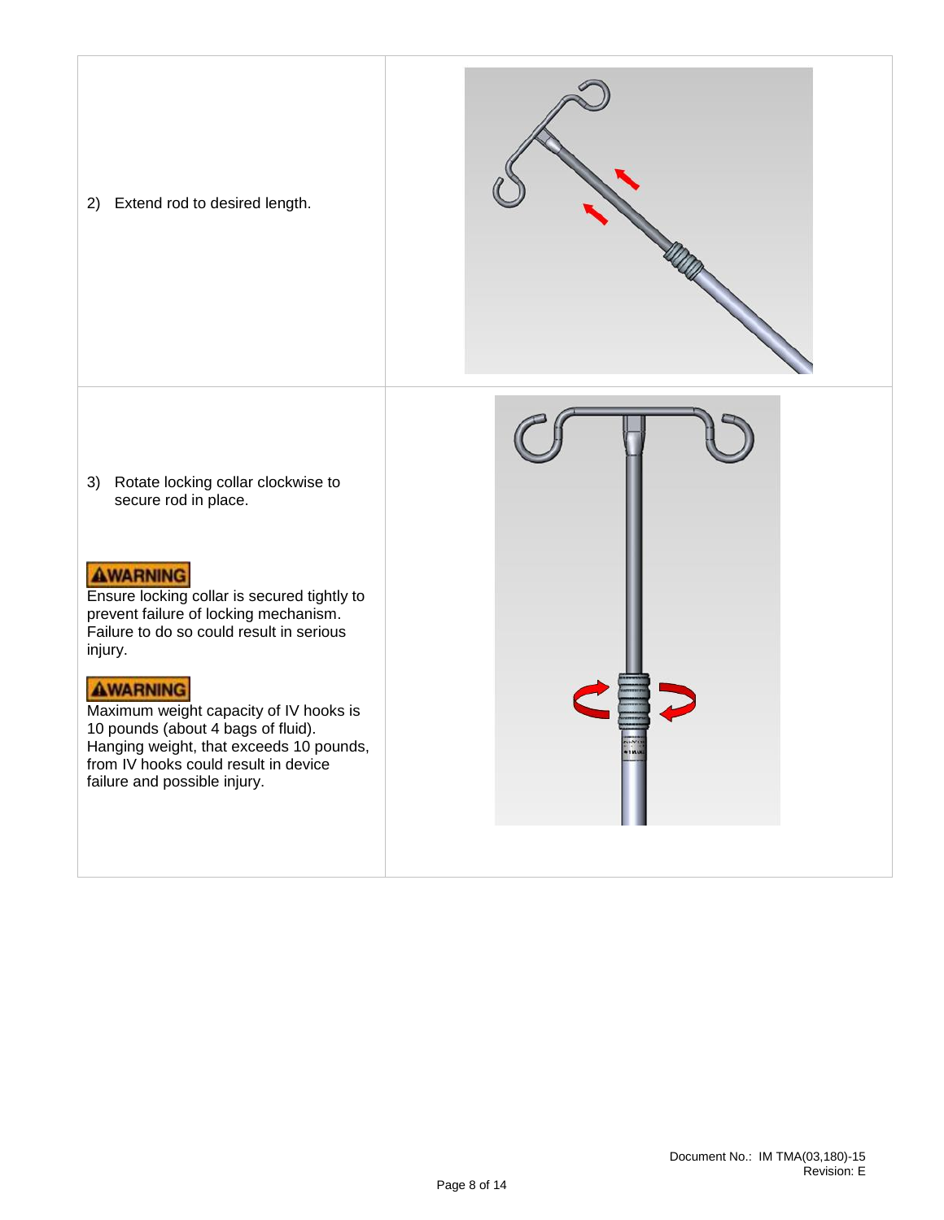2) Extend rod to desired length.

3) Rotate locking collar clockwise to secure rod in place.

**⚠WARNING**

Ensure locking collar is secured tightly to prevent failure of locking mechanism. Failure to do so could result in serious injury.

**⚠WARNING**

Maximum weight capacity of IV hooks is 10 pounds (about 4 bags of fluid). Hanging weight, that exceeds 10 pounds, from IV hooks could result in device failure and possible injury.

Document No.: IM TMA(03,180)-15
Revision: E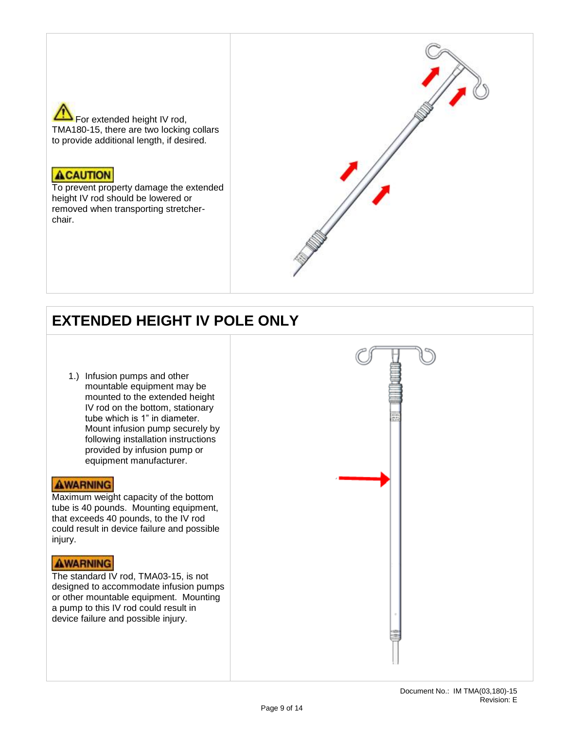For extended height IV rod, TMA180-15, there are two locking collars to provide additional length, if desired.

**CAUTION**

To prevent property damage the extended height IV rod should be lowered or removed when transporting stretcher-chair.

# EXTENDED HEIGHT IV POLE ONLY

1.) Infusion pumps and other mountable equipment may be mounted to the extended height IV rod on the bottom, stationary tube which is 1" in diameter. Mount infusion pump securely by following installation instructions provided by infusion pump or equipment manufacturer.

**WARNING**

Maximum weight capacity of the bottom tube is 40 pounds. Mounting equipment, that exceeds 40 pounds, to the IV rod could result in device failure and possible injury.

**WARNING**

The standard IV rod, TMA03-15, is not designed to accommodate infusion pumps or other mountable equipment. Mounting a pump to this IV rod could result in device failure and possible injury.

Document No.: IM TMA(03,180)-15
Revision: E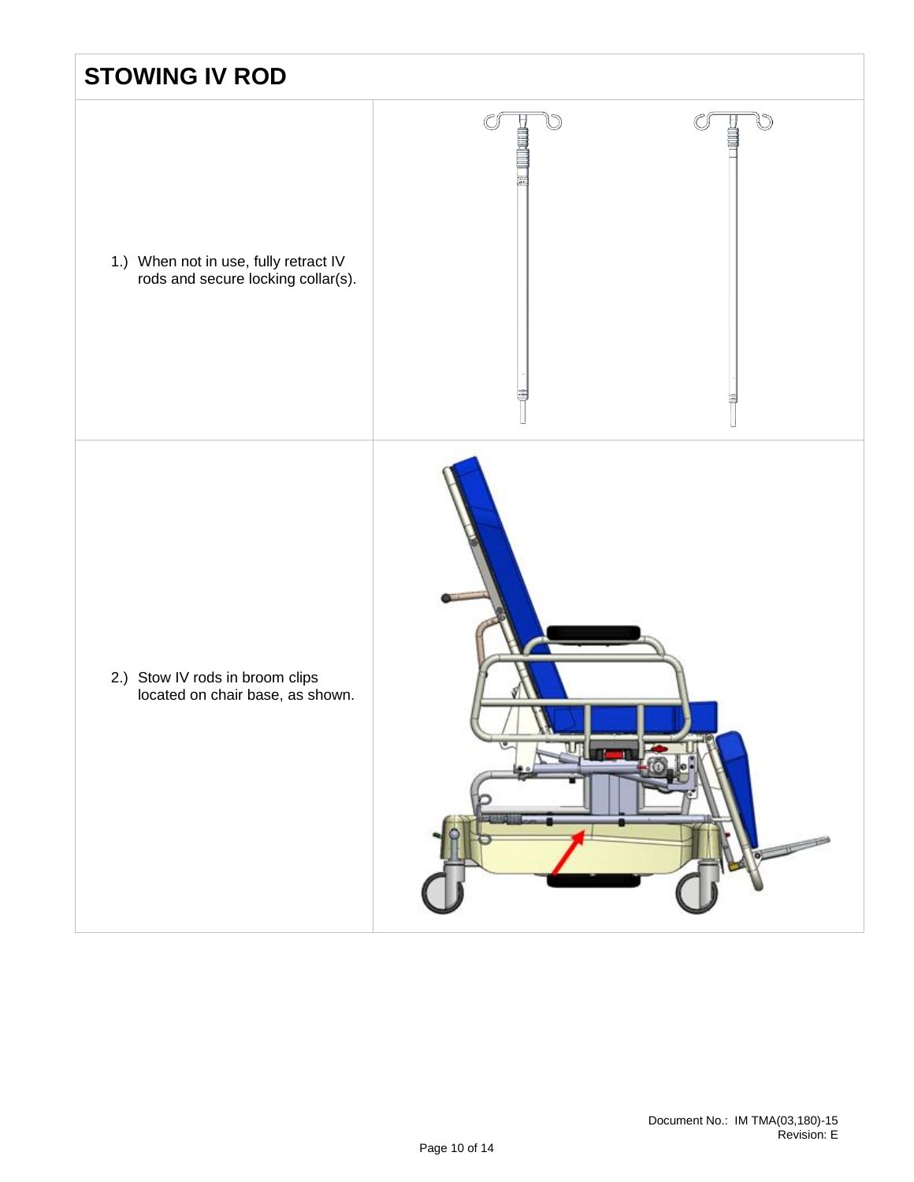## STOWING IV ROD

1.) When not in use, fully retract IV rods and secure locking collar(s).

2.) Stow IV rods in broom clips located on chair base, as shown.

Document No.: IM TMA(03,180)-15
Revision: E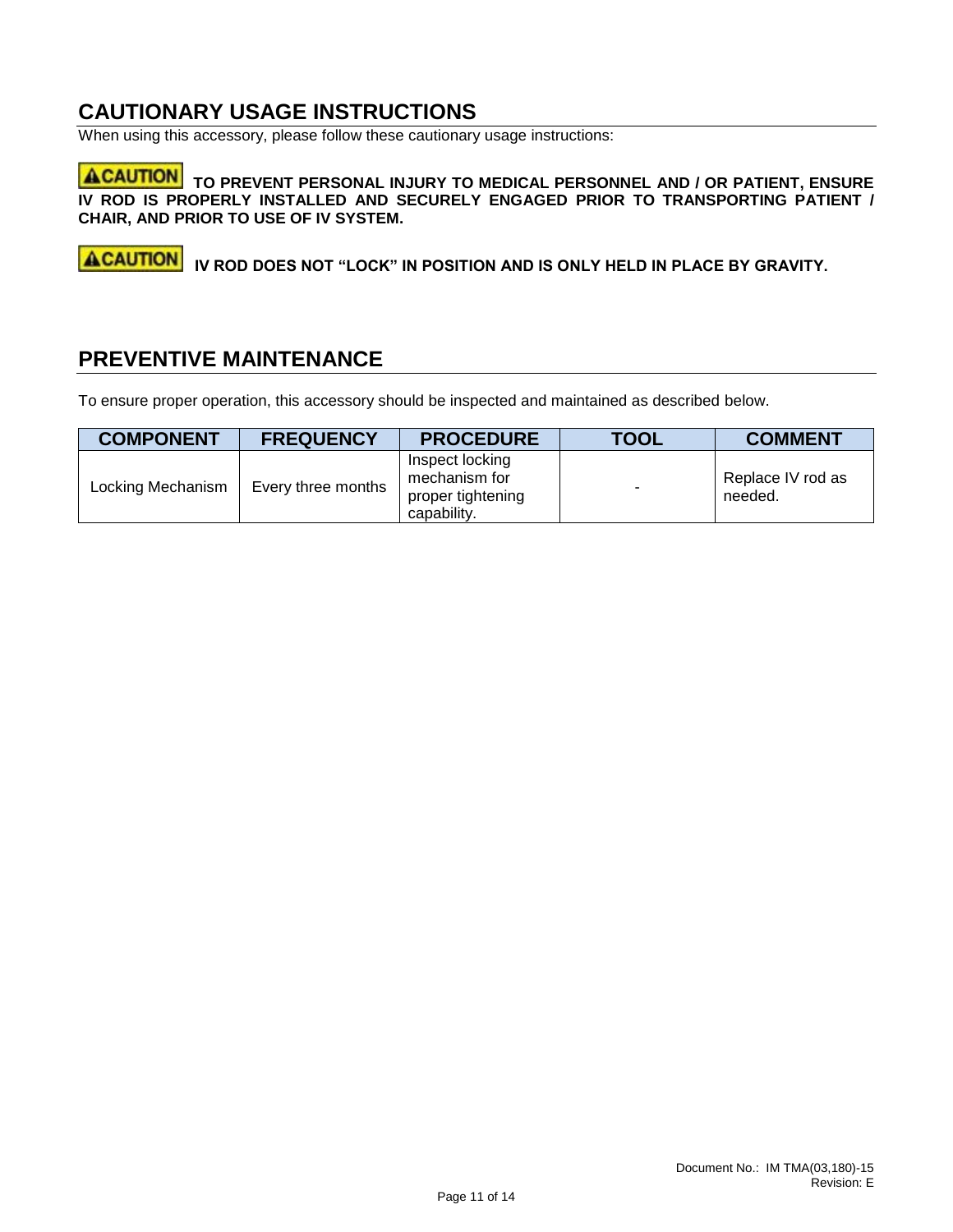## CAUTIONARY USAGE INSTRUCTIONS

When using this accessory, please follow these cautionary usage instructions:

**CAUTION** **TO PREVENT PERSONAL INJURY TO MEDICAL PERSONNEL AND / OR PATIENT, ENSURE IV ROD IS PROPERLY INSTALLED AND SECURELY ENGAGED PRIOR TO TRANSPORTING PATIENT / CHAIR, AND PRIOR TO USE OF IV SYSTEM.**

**CAUTION** **IV ROD DOES NOT "LOCK" IN POSITION AND IS ONLY HELD IN PLACE BY GRAVITY.**

## PREVENTIVE MAINTENANCE

To ensure proper operation, this accessory should be inspected and maintained as described below.

| COMPONENT | FREQUENCY | PROCEDURE | TOOL | COMMENT |
|---|---|---|---|---|
| Locking Mechanism | Every three months | Inspect locking mechanism for proper tightening capability. | - | Replace IV rod as needed. |

Document No.: IM TMA(03,180)-15
Revision: E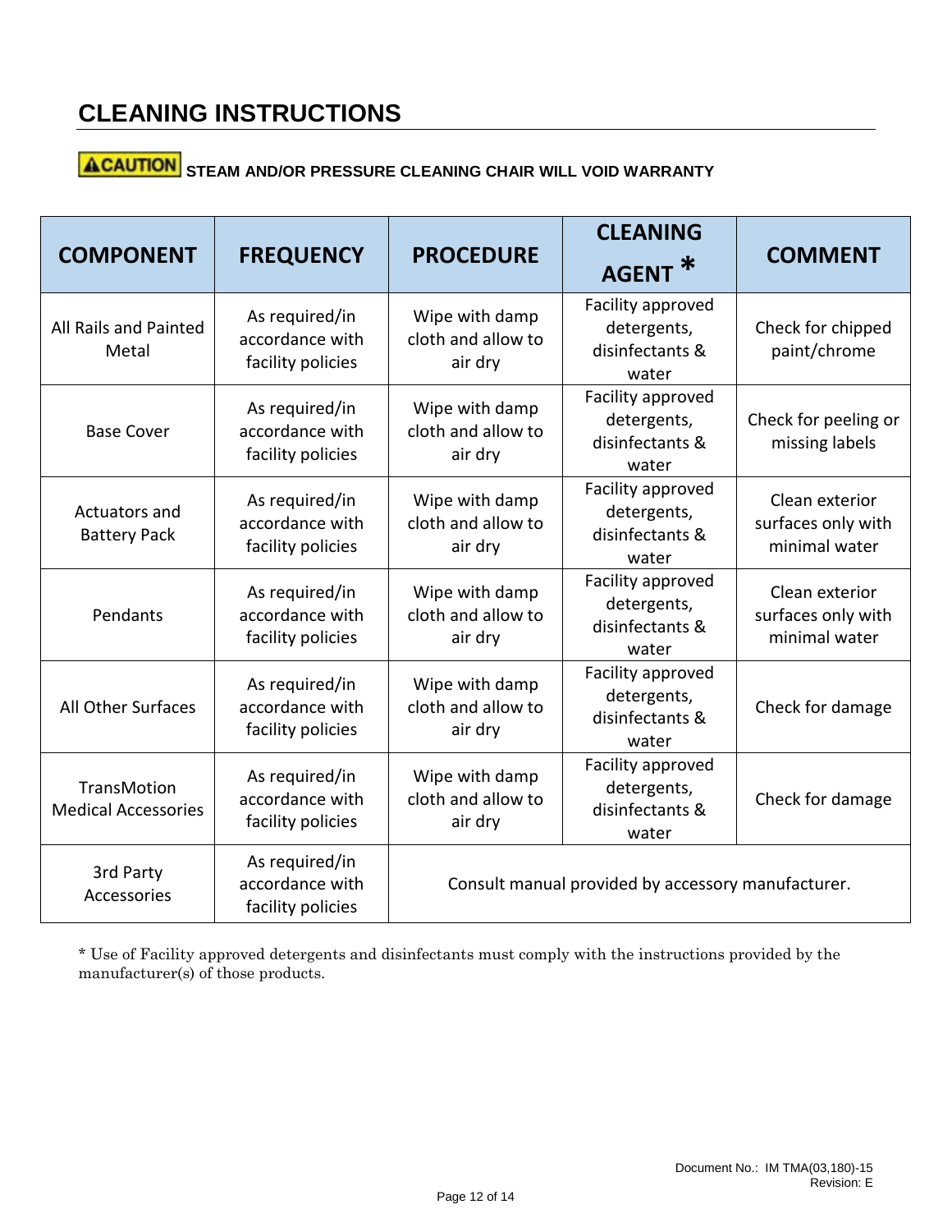# CLEANING INSTRUCTIONS

**CAUTION STEAM AND/OR PRESSURE CLEANING CHAIR WILL VOID WARRANTY**

| COMPONENT | FREQUENCY | PROCEDURE | CLEANING AGENT * | COMMENT |
|---|---|---|---|---|
| All Rails and Painted Metal | As required/in accordance with facility policies | Wipe with damp cloth and allow to air dry | Facility approved detergents, disinfectants & water | Check for chipped paint/chrome |
| Base Cover | As required/in accordance with facility policies | Wipe with damp cloth and allow to air dry | Facility approved detergents, disinfectants & water | Check for peeling or missing labels |
| Actuators and Battery Pack | As required/in accordance with facility policies | Wipe with damp cloth and allow to air dry | Facility approved detergents, disinfectants & water | Clean exterior surfaces only with minimal water |
| Pendants | As required/in accordance with facility policies | Wipe with damp cloth and allow to air dry | Facility approved detergents, disinfectants & water | Clean exterior surfaces only with minimal water |
| All Other Surfaces | As required/in accordance with facility policies | Wipe with damp cloth and allow to air dry | Facility approved detergents, disinfectants & water | Check for damage |
| TransMotion Medical Accessories | As required/in accordance with facility policies | Wipe with damp cloth and allow to air dry | Facility approved detergents, disinfectants & water | Check for damage |
| 3rd Party Accessories | As required/in accordance with facility policies | Consult manual provided by accessory manufacturer. | | |

* Use of Facility approved detergents and disinfectants must comply with the instructions provided by the manufacturer(s) of those products.

Document No.: IM TMA(03,180)-15
Revision: E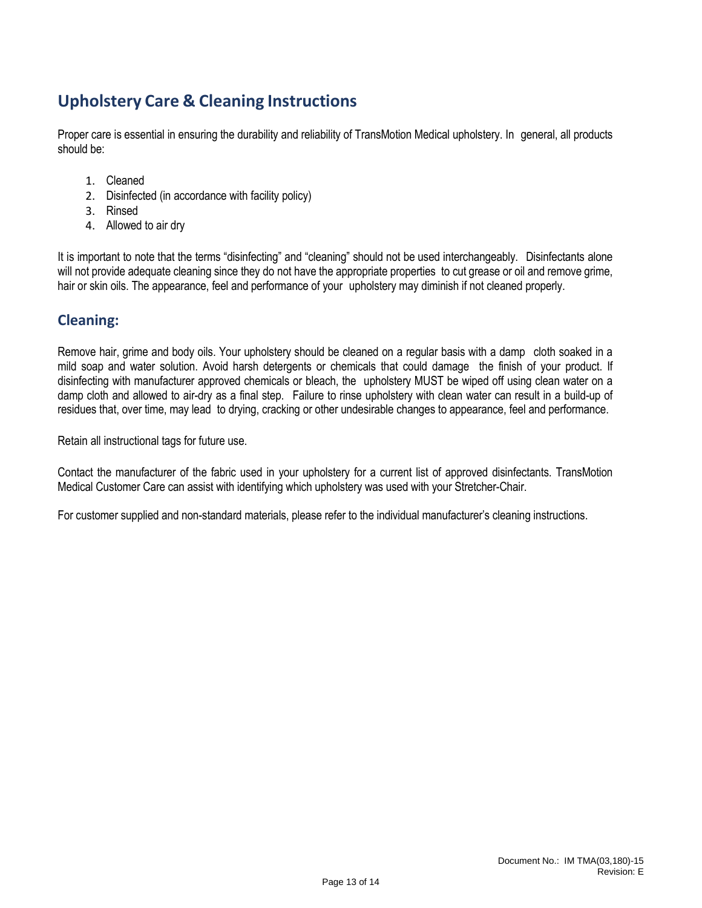## Upholstery Care & Cleaning Instructions

Proper care is essential in ensuring the durability and reliability of TransMotion Medical upholstery. In general, all products should be:

1. Cleaned
2. Disinfected (in accordance with facility policy)
3. Rinsed
4. Allowed to air dry

It is important to note that the terms "disinfecting" and "cleaning" should not be used interchangeably. Disinfectants alone will not provide adequate cleaning since they do not have the appropriate properties to cut grease or oil and remove grime, hair or skin oils. The appearance, feel and performance of your upholstery may diminish if not cleaned properly.

### Cleaning:

Remove hair, grime and body oils. Your upholstery should be cleaned on a regular basis with a damp cloth soaked in a mild soap and water solution. Avoid harsh detergents or chemicals that could damage the finish of your product. If disinfecting with manufacturer approved chemicals or bleach, the upholstery MUST be wiped off using clean water on a damp cloth and allowed to air-dry as a final step. Failure to rinse upholstery with clean water can result in a build-up of residues that, over time, may lead to drying, cracking or other undesirable changes to appearance, feel and performance.

Retain all instructional tags for future use.

Contact the manufacturer of the fabric used in your upholstery for a current list of approved disinfectants. TransMotion Medical Customer Care can assist with identifying which upholstery was used with your Stretcher-Chair.

For customer supplied and non-standard materials, please refer to the individual manufacturer's cleaning instructions.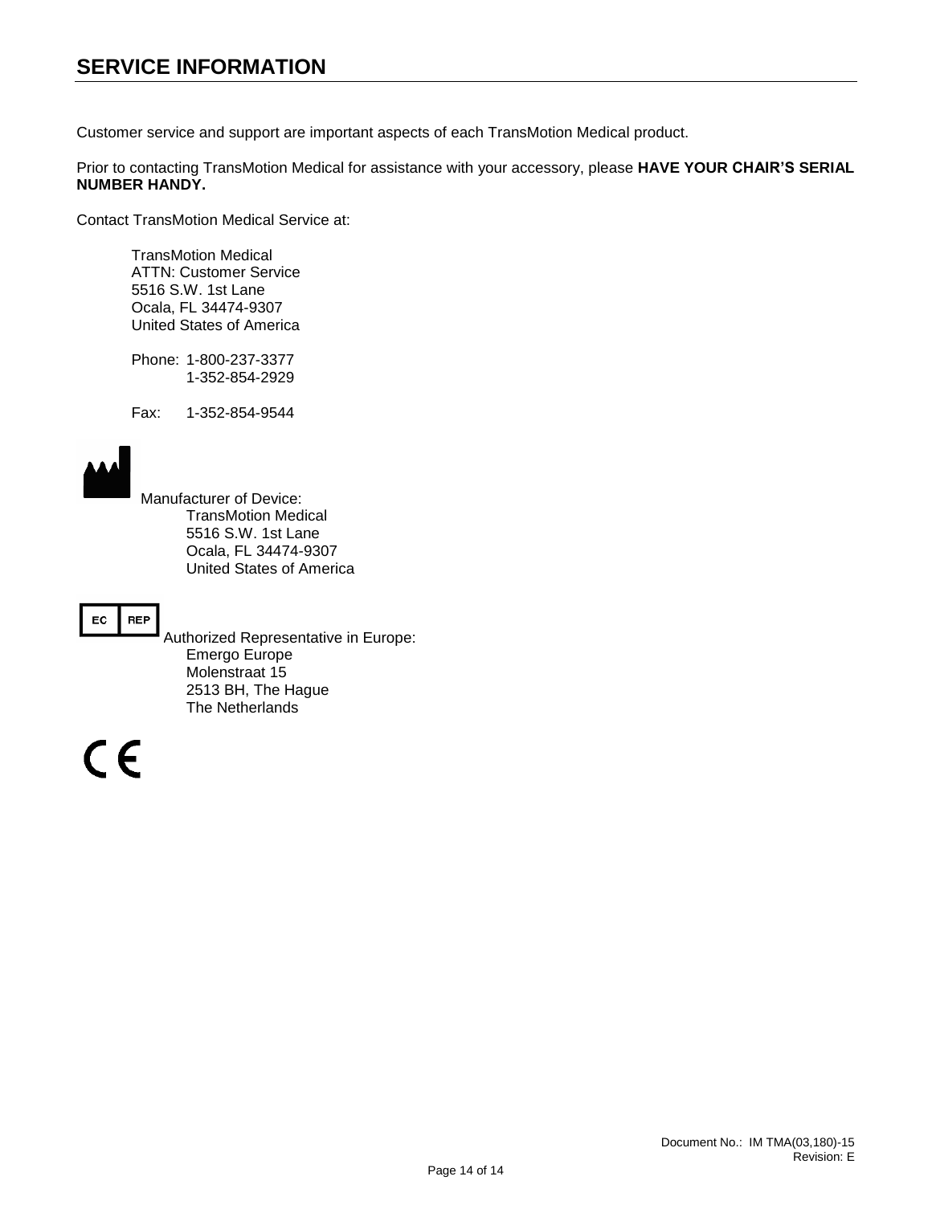## SERVICE INFORMATION

Customer service and support are important aspects of each TransMotion Medical product.

Prior to contacting TransMotion Medical for assistance with your accessory, please **HAVE YOUR CHAIR'S SERIAL NUMBER HANDY.**

Contact TransMotion Medical Service at:

TransMotion Medical
ATTN: Customer Service
5516 S.W. 1st Lane
Ocala, FL 34474-9307
United States of America

Phone: 1-800-237-3377
1-352-854-2929

Fax: 1-352-854-9544

Manufacturer of Device:
TransMotion Medical
5516 S.W. 1st Lane
Ocala, FL 34474-9307
United States of America

EC REP

Authorized Representative in Europe:
Emergo Europe
Molenstraat 15
2513 BH, The Hague
The Netherlands

CE

Document No.: IM TMA(03,180)-15
Revision: E